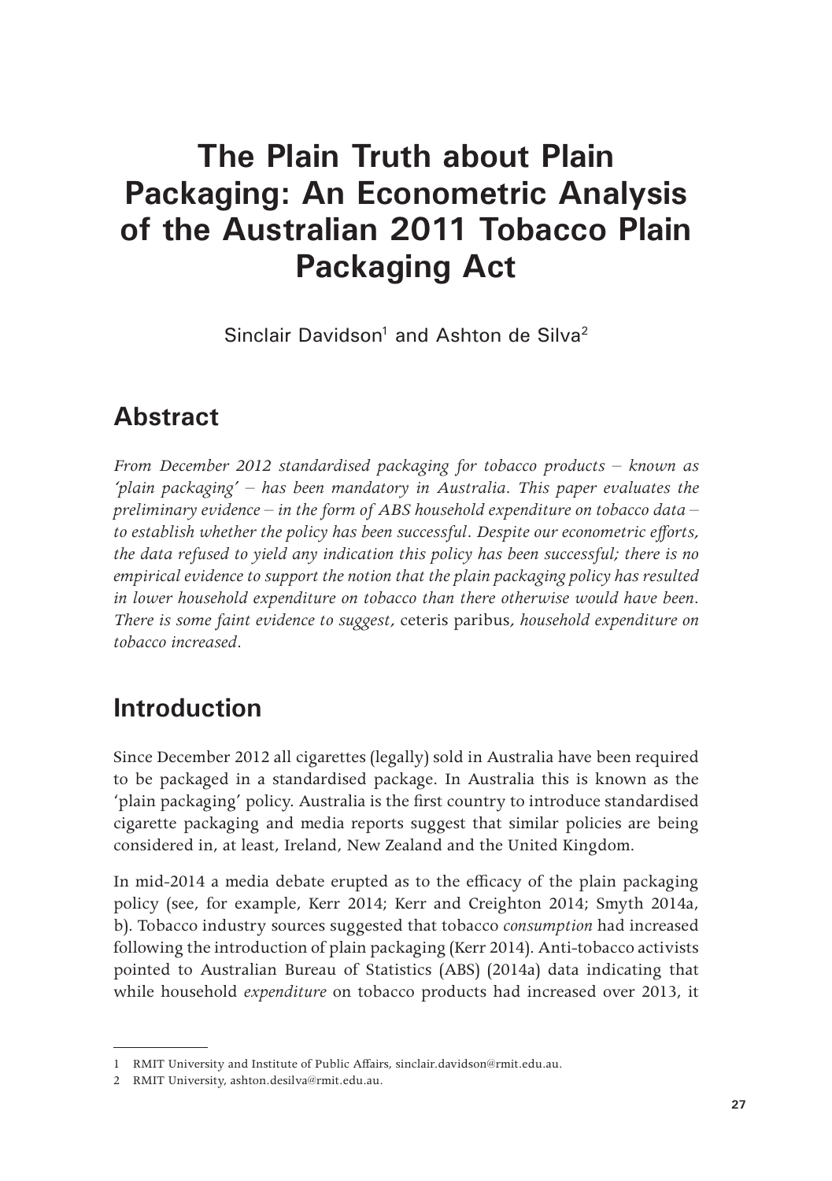# The Plain Truth about Plain Packaging: An Econometric Analysis of the Australian 2011 Tobacco Plain Packaging Act

Sinclair Davidson[1] and Ashton de Silva[2]

## Abstract

*From December 2012 standardised packaging for tobacco products – known as 'plain packaging' – has been mandatory in Australia. This paper evaluates the preliminary evidence – in the form of ABS household expenditure on tobacco data – to establish whether the policy has been successful. Despite our econometric efforts, the data refused to yield any indication this policy has been successful; there is no empirical evidence to support the notion that the plain packaging policy has resulted in lower household expenditure on tobacco than there otherwise would have been. There is some faint evidence to suggest,* ceteris paribus*, household expenditure on tobacco increased.*

## Introduction

Since December 2012 all cigarettes (legally) sold in Australia have been required to be packaged in a standardised package. In Australia this is known as the 'plain packaging' policy. Australia is the first country to introduce standardised cigarette packaging and media reports suggest that similar policies are being considered in, at least, Ireland, New Zealand and the United Kingdom.

In mid-2014 a media debate erupted as to the efficacy of the plain packaging policy (see, for example, Kerr 2014; Kerr and Creighton 2014; Smyth 2014a, b). Tobacco industry sources suggested that tobacco *consumption* had increased following the introduction of plain packaging (Kerr 2014). Anti-tobacco activists pointed to Australian Bureau of Statistics (ABS) (2014a) data indicating that while household *expenditure* on tobacco products had increased over 2013, it

[1] RMIT University and Institute of Public Affairs, sinclair.davidson@rmit.edu.au.

[2] RMIT University, ashton.desilva@rmit.edu.au.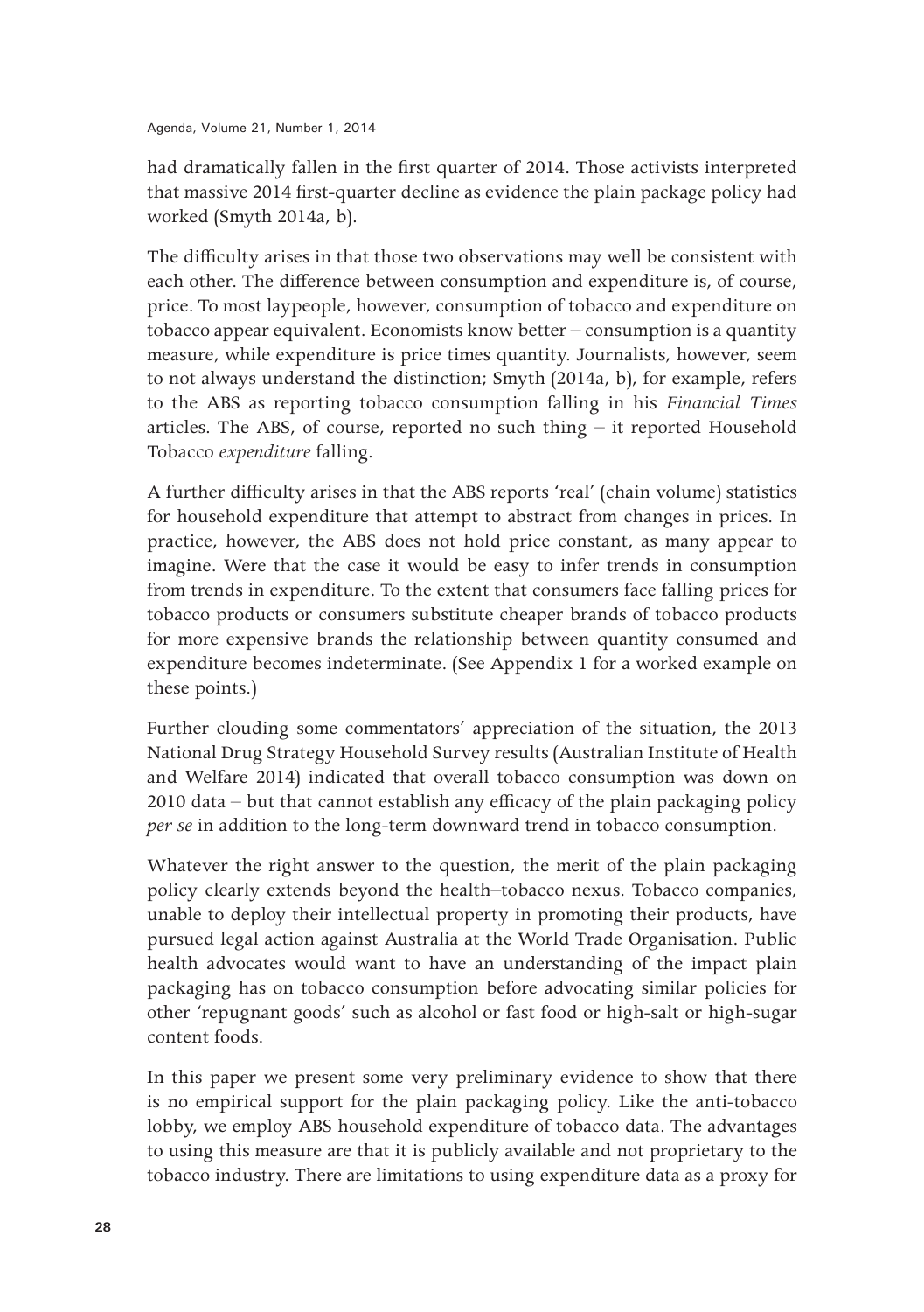had dramatically fallen in the first quarter of 2014. Those activists interpreted that massive 2014 first-quarter decline as evidence the plain package policy had worked (Smyth 2014a, b).

The difficulty arises in that those two observations may well be consistent with each other. The difference between consumption and expenditure is, of course, price. To most laypeople, however, consumption of tobacco and expenditure on tobacco appear equivalent. Economists know better – consumption is a quantity measure, while expenditure is price times quantity. Journalists, however, seem to not always understand the distinction; Smyth (2014a, b), for example, refers to the ABS as reporting tobacco consumption falling in his *Financial Times* articles. The ABS, of course, reported no such thing – it reported Household Tobacco *expenditure* falling.

A further difficulty arises in that the ABS reports 'real' (chain volume) statistics for household expenditure that attempt to abstract from changes in prices. In practice, however, the ABS does not hold price constant, as many appear to imagine. Were that the case it would be easy to infer trends in consumption from trends in expenditure. To the extent that consumers face falling prices for tobacco products or consumers substitute cheaper brands of tobacco products for more expensive brands the relationship between quantity consumed and expenditure becomes indeterminate. (See Appendix 1 for a worked example on these points.)

Further clouding some commentators' appreciation of the situation, the 2013 National Drug Strategy Household Survey results (Australian Institute of Health and Welfare 2014) indicated that overall tobacco consumption was down on 2010 data – but that cannot establish any efficacy of the plain packaging policy *per se* in addition to the long-term downward trend in tobacco consumption.

Whatever the right answer to the question, the merit of the plain packaging policy clearly extends beyond the health–tobacco nexus. Tobacco companies, unable to deploy their intellectual property in promoting their products, have pursued legal action against Australia at the World Trade Organisation. Public health advocates would want to have an understanding of the impact plain packaging has on tobacco consumption before advocating similar policies for other 'repugnant goods' such as alcohol or fast food or high-salt or high-sugar content foods.

In this paper we present some very preliminary evidence to show that there is no empirical support for the plain packaging policy. Like the anti-tobacco lobby, we employ ABS household expenditure of tobacco data. The advantages to using this measure are that it is publicly available and not proprietary to the tobacco industry. There are limitations to using expenditure data as a proxy for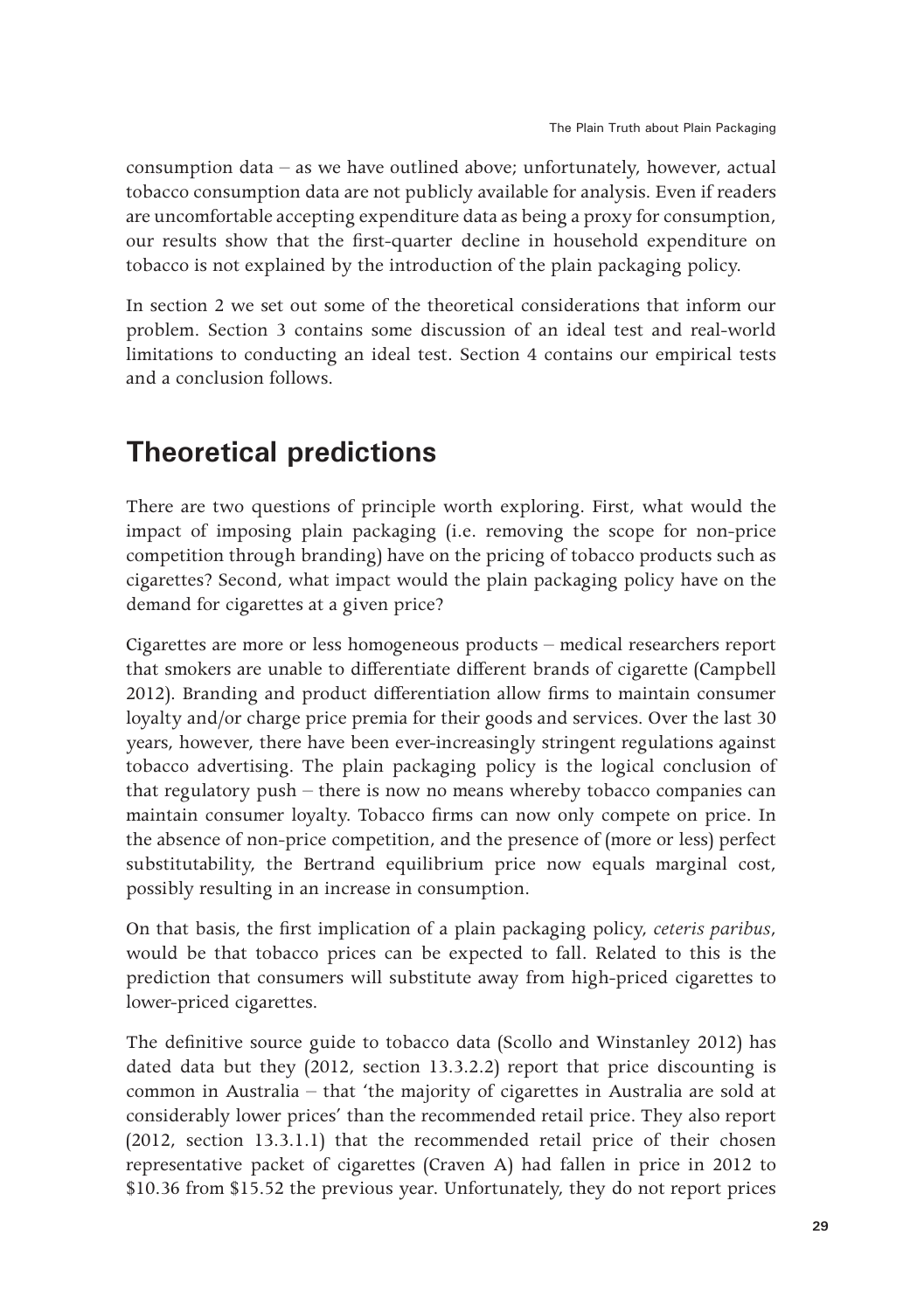consumption data – as we have outlined above; unfortunately, however, actual tobacco consumption data are not publicly available for analysis. Even if readers are uncomfortable accepting expenditure data as being a proxy for consumption, our results show that the first-quarter decline in household expenditure on tobacco is not explained by the introduction of the plain packaging policy.

In section 2 we set out some of the theoretical considerations that inform our problem. Section 3 contains some discussion of an ideal test and real-world limitations to conducting an ideal test. Section 4 contains our empirical tests and a conclusion follows.

## Theoretical predictions

There are two questions of principle worth exploring. First, what would the impact of imposing plain packaging (i.e. removing the scope for non-price competition through branding) have on the pricing of tobacco products such as cigarettes? Second, what impact would the plain packaging policy have on the demand for cigarettes at a given price?

Cigarettes are more or less homogeneous products – medical researchers report that smokers are unable to differentiate different brands of cigarette (Campbell 2012). Branding and product differentiation allow firms to maintain consumer loyalty and/or charge price premia for their goods and services. Over the last 30 years, however, there have been ever-increasingly stringent regulations against tobacco advertising. The plain packaging policy is the logical conclusion of that regulatory push – there is now no means whereby tobacco companies can maintain consumer loyalty. Tobacco firms can now only compete on price. In the absence of non-price competition, and the presence of (more or less) perfect substitutability, the Bertrand equilibrium price now equals marginal cost, possibly resulting in an increase in consumption.

On that basis, the first implication of a plain packaging policy, *ceteris paribus*, would be that tobacco prices can be expected to fall. Related to this is the prediction that consumers will substitute away from high-priced cigarettes to lower-priced cigarettes.

The definitive source guide to tobacco data (Scollo and Winstanley 2012) has dated data but they (2012, section 13.3.2.2) report that price discounting is common in Australia – that 'the majority of cigarettes in Australia are sold at considerably lower prices' than the recommended retail price. They also report (2012, section 13.3.1.1) that the recommended retail price of their chosen representative packet of cigarettes (Craven A) had fallen in price in 2012 to $10.36 from $15.52 the previous year. Unfortunately, they do not report prices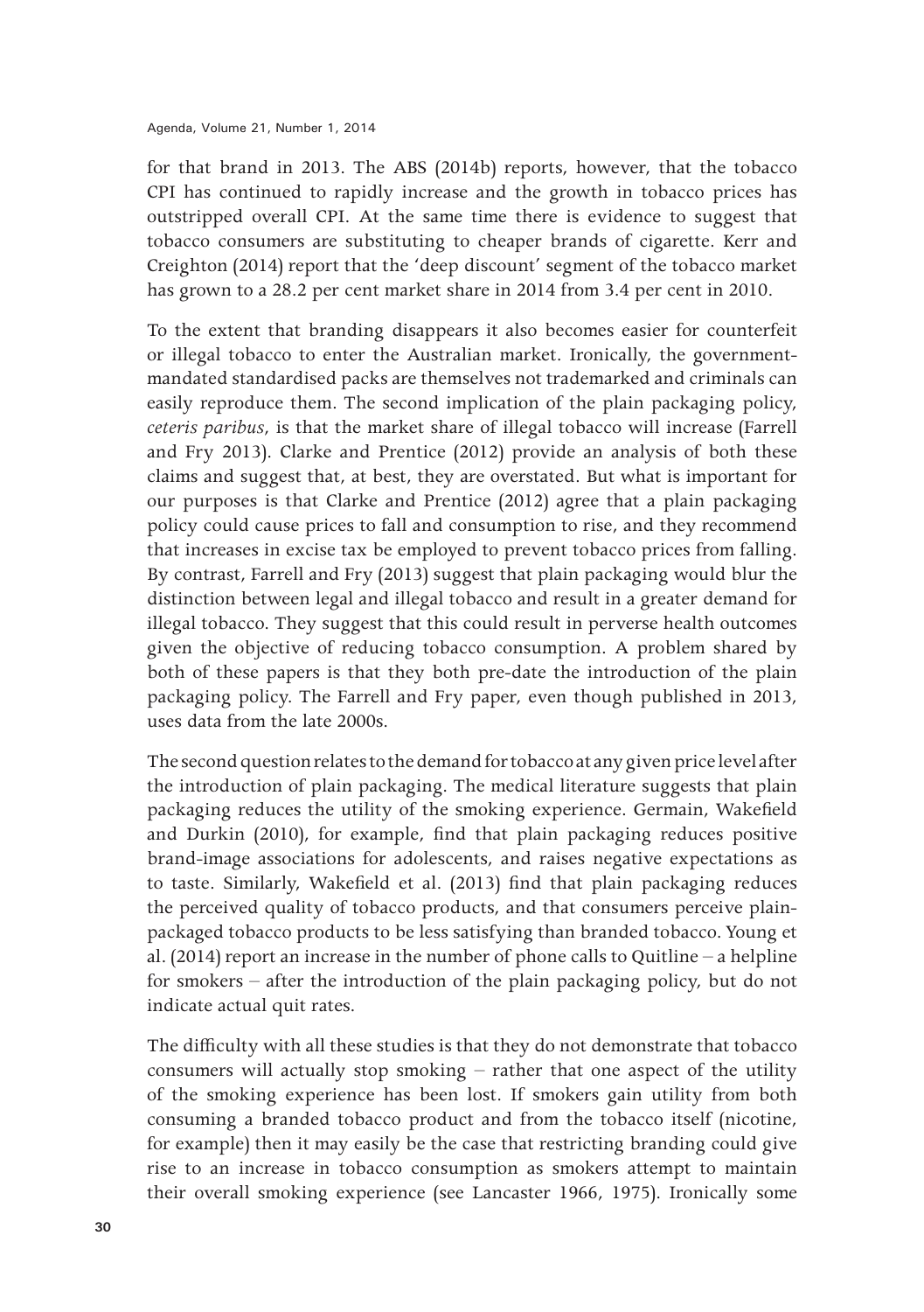for that brand in 2013. The ABS (2014b) reports, however, that the tobacco CPI has continued to rapidly increase and the growth in tobacco prices has outstripped overall CPI. At the same time there is evidence to suggest that tobacco consumers are substituting to cheaper brands of cigarette. Kerr and Creighton (2014) report that the 'deep discount' segment of the tobacco market has grown to a 28.2 per cent market share in 2014 from 3.4 per cent in 2010.

To the extent that branding disappears it also becomes easier for counterfeit or illegal tobacco to enter the Australian market. Ironically, the government-mandated standardised packs are themselves not trademarked and criminals can easily reproduce them. The second implication of the plain packaging policy, *ceteris paribus*, is that the market share of illegal tobacco will increase (Farrell and Fry 2013). Clarke and Prentice (2012) provide an analysis of both these claims and suggest that, at best, they are overstated. But what is important for our purposes is that Clarke and Prentice (2012) agree that a plain packaging policy could cause prices to fall and consumption to rise, and they recommend that increases in excise tax be employed to prevent tobacco prices from falling. By contrast, Farrell and Fry (2013) suggest that plain packaging would blur the distinction between legal and illegal tobacco and result in a greater demand for illegal tobacco. They suggest that this could result in perverse health outcomes given the objective of reducing tobacco consumption. A problem shared by both of these papers is that they both pre-date the introduction of the plain packaging policy. The Farrell and Fry paper, even though published in 2013, uses data from the late 2000s.

The second question relates to the demand for tobacco at any given price level after the introduction of plain packaging. The medical literature suggests that plain packaging reduces the utility of the smoking experience. Germain, Wakefield and Durkin (2010), for example, find that plain packaging reduces positive brand-image associations for adolescents, and raises negative expectations as to taste. Similarly, Wakefield et al. (2013) find that plain packaging reduces the perceived quality of tobacco products, and that consumers perceive plain-packaged tobacco products to be less satisfying than branded tobacco. Young et al. (2014) report an increase in the number of phone calls to Quitline – a helpline for smokers – after the introduction of the plain packaging policy, but do not indicate actual quit rates.

The difficulty with all these studies is that they do not demonstrate that tobacco consumers will actually stop smoking – rather that one aspect of the utility of the smoking experience has been lost. If smokers gain utility from both consuming a branded tobacco product and from the tobacco itself (nicotine, for example) then it may easily be the case that restricting branding could give rise to an increase in tobacco consumption as smokers attempt to maintain their overall smoking experience (see Lancaster 1966, 1975). Ironically some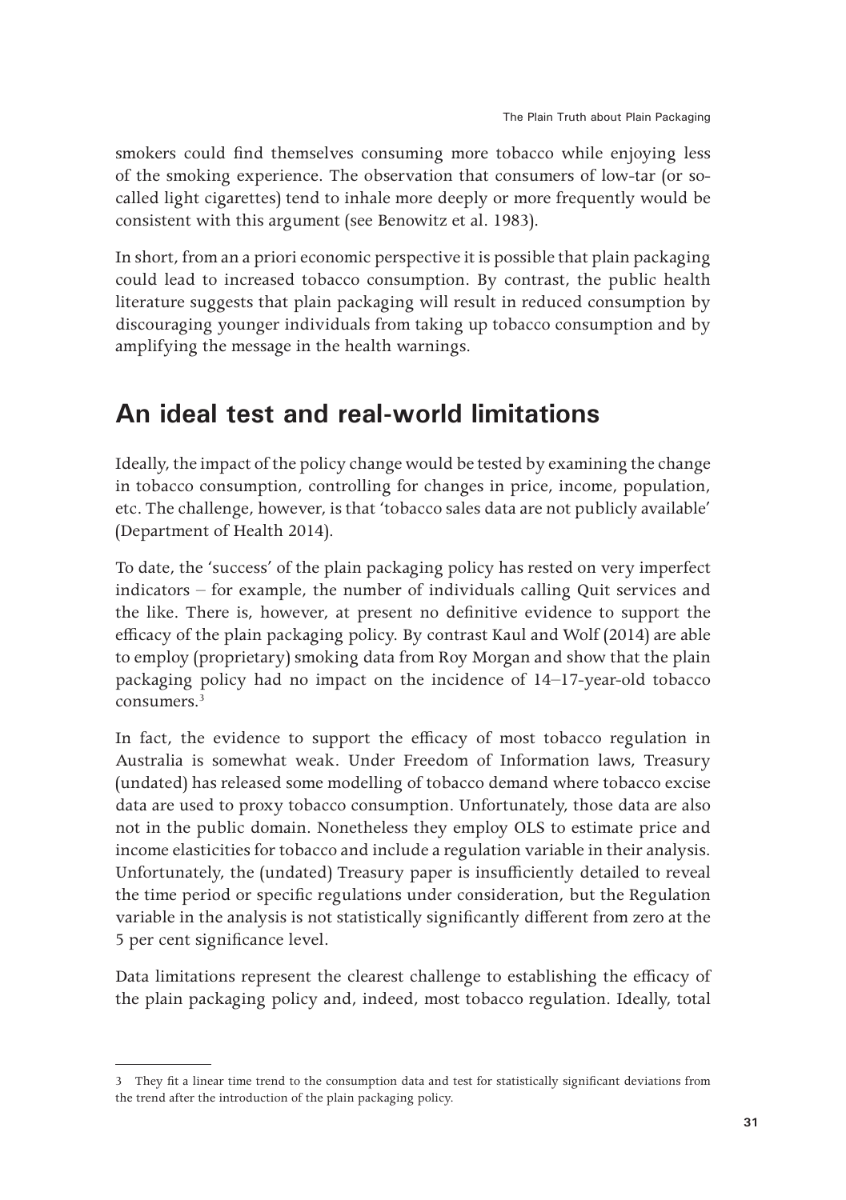smokers could find themselves consuming more tobacco while enjoying less of the smoking experience. The observation that consumers of low-tar (or so-called light cigarettes) tend to inhale more deeply or more frequently would be consistent with this argument (see Benowitz et al. 1983).

In short, from an a priori economic perspective it is possible that plain packaging could lead to increased tobacco consumption. By contrast, the public health literature suggests that plain packaging will result in reduced consumption by discouraging younger individuals from taking up tobacco consumption and by amplifying the message in the health warnings.

## An ideal test and real-world limitations

Ideally, the impact of the policy change would be tested by examining the change in tobacco consumption, controlling for changes in price, income, population, etc. The challenge, however, is that 'tobacco sales data are not publicly available' (Department of Health 2014).

To date, the 'success' of the plain packaging policy has rested on very imperfect indicators – for example, the number of individuals calling Quit services and the like. There is, however, at present no definitive evidence to support the efficacy of the plain packaging policy. By contrast Kaul and Wolf (2014) are able to employ (proprietary) smoking data from Roy Morgan and show that the plain packaging policy had no impact on the incidence of 14–17-year-old tobacco consumers.[3]

In fact, the evidence to support the efficacy of most tobacco regulation in Australia is somewhat weak. Under Freedom of Information laws, Treasury (undated) has released some modelling of tobacco demand where tobacco excise data are used to proxy tobacco consumption. Unfortunately, those data are also not in the public domain. Nonetheless they employ OLS to estimate price and income elasticities for tobacco and include a regulation variable in their analysis. Unfortunately, the (undated) Treasury paper is insufficiently detailed to reveal the time period or specific regulations under consideration, but the Regulation variable in the analysis is not statistically significantly different from zero at the 5 per cent significance level.

Data limitations represent the clearest challenge to establishing the efficacy of the plain packaging policy and, indeed, most tobacco regulation. Ideally, total

---

3 They fit a linear time trend to the consumption data and test for statistically significant deviations from the trend after the introduction of the plain packaging policy.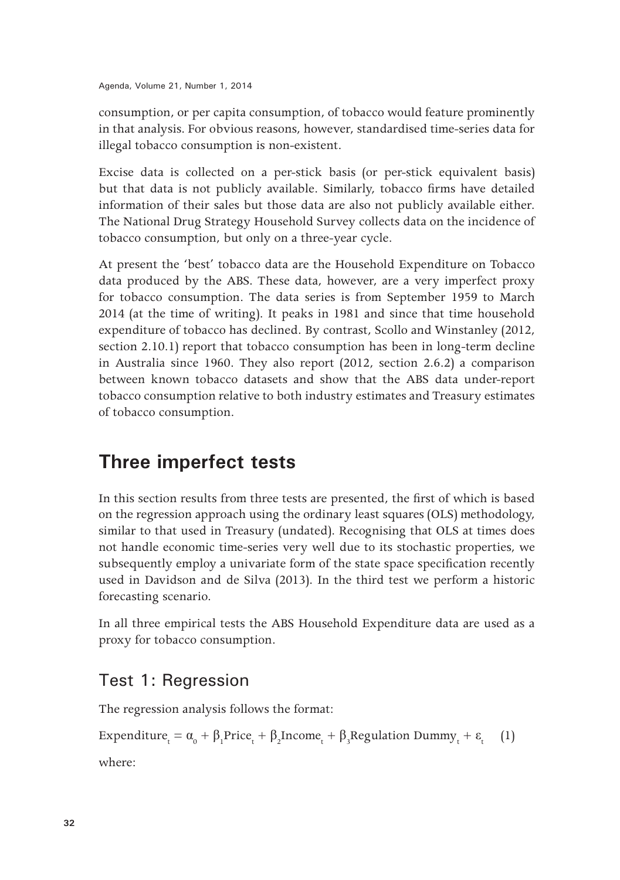consumption, or per capita consumption, of tobacco would feature prominently in that analysis. For obvious reasons, however, standardised time-series data for illegal tobacco consumption is non-existent.

Excise data is collected on a per-stick basis (or per-stick equivalent basis) but that data is not publicly available. Similarly, tobacco firms have detailed information of their sales but those data are also not publicly available either. The National Drug Strategy Household Survey collects data on the incidence of tobacco consumption, but only on a three-year cycle.

At present the 'best' tobacco data are the Household Expenditure on Tobacco data produced by the ABS. These data, however, are a very imperfect proxy for tobacco consumption. The data series is from September 1959 to March 2014 (at the time of writing). It peaks in 1981 and since that time household expenditure of tobacco has declined. By contrast, Scollo and Winstanley (2012, section 2.10.1) report that tobacco consumption has been in long-term decline in Australia since 1960. They also report (2012, section 2.6.2) a comparison between known tobacco datasets and show that the ABS data under-report tobacco consumption relative to both industry estimates and Treasury estimates of tobacco consumption.

## Three imperfect tests

In this section results from three tests are presented, the first of which is based on the regression approach using the ordinary least squares (OLS) methodology, similar to that used in Treasury (undated). Recognising that OLS at times does not handle economic time-series very well due to its stochastic properties, we subsequently employ a univariate form of the state space specification recently used in Davidson and de Silva (2013). In the third test we perform a historic forecasting scenario.

In all three empirical tests the ABS Household Expenditure data are used as a proxy for tobacco consumption.

### Test 1: Regression

The regression analysis follows the format:

$$\text{Expenditure}_t = \alpha_0 + \beta_1\text{Price}_t + \beta_2\text{Income}_t + \beta_3\text{Regulation Dummy}_t + \varepsilon_t \quad (1)$$

where: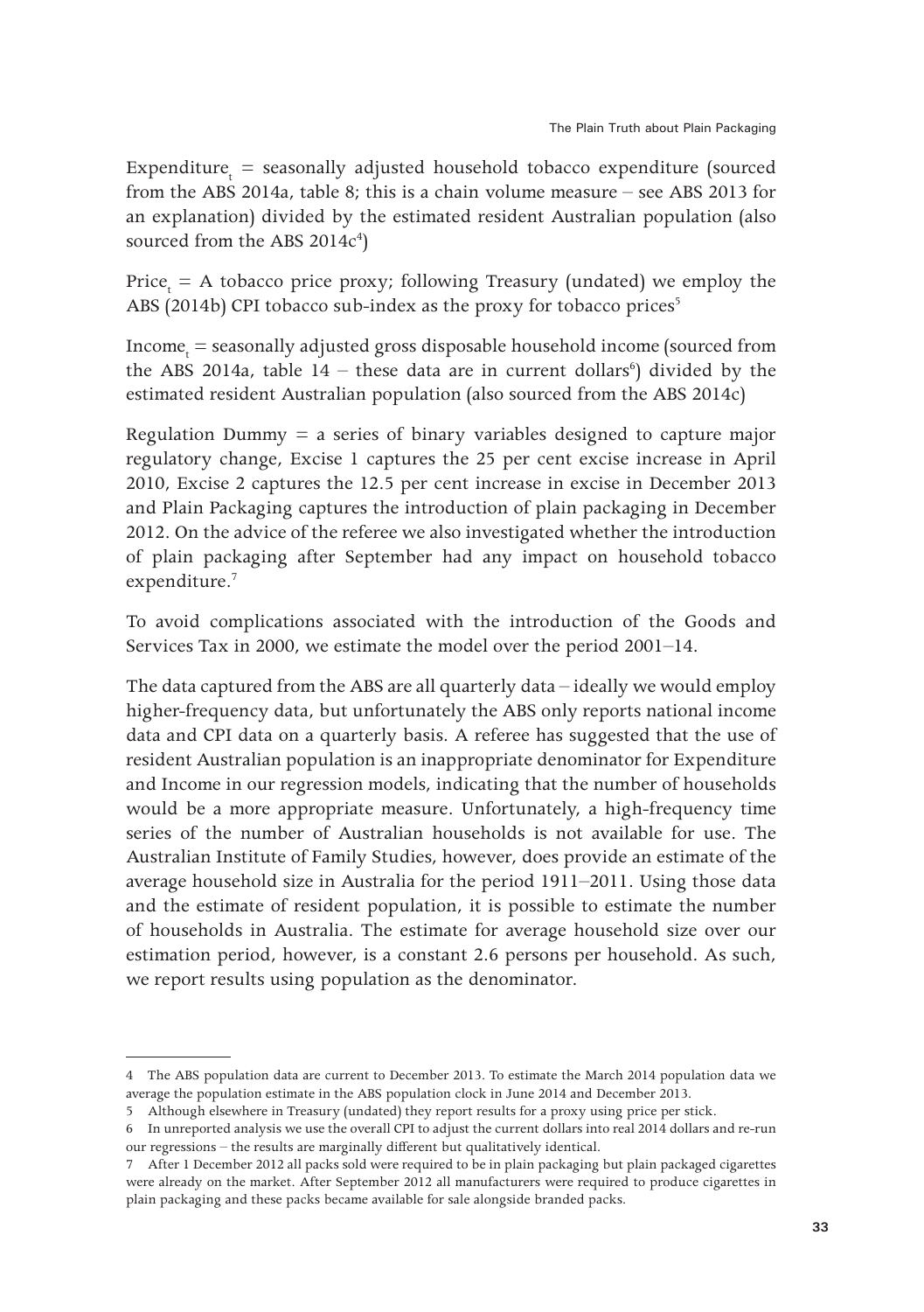$Expenditure_t$ = seasonally adjusted household tobacco expenditure (sourced from the ABS 2014a, table 8; this is a chain volume measure – see ABS 2013 for an explanation) divided by the estimated resident Australian population (also sourced from the ABS 2014c[4])

$Price_t$ = A tobacco price proxy; following Treasury (undated) we employ the ABS (2014b) CPI tobacco sub-index as the proxy for tobacco prices[5]

$Income_t$ = seasonally adjusted gross disposable household income (sourced from the ABS 2014a, table 14 – these data are in current dollars[6]) divided by the estimated resident Australian population (also sourced from the ABS 2014c)

Regulation Dummy = a series of binary variables designed to capture major regulatory change, Excise 1 captures the 25 per cent excise increase in April 2010, Excise 2 captures the 12.5 per cent increase in excise in December 2013 and Plain Packaging captures the introduction of plain packaging in December 2012. On the advice of the referee we also investigated whether the introduction of plain packaging after September had any impact on household tobacco expenditure.[7]

To avoid complications associated with the introduction of the Goods and Services Tax in 2000, we estimate the model over the period 2001–14.

The data captured from the ABS are all quarterly data – ideally we would employ higher-frequency data, but unfortunately the ABS only reports national income data and CPI data on a quarterly basis. A referee has suggested that the use of resident Australian population is an inappropriate denominator for Expenditure and Income in our regression models, indicating that the number of households would be a more appropriate measure. Unfortunately, a high-frequency time series of the number of Australian households is not available for use. The Australian Institute of Family Studies, however, does provide an estimate of the average household size in Australia for the period 1911–2011. Using those data and the estimate of resident population, it is possible to estimate the number of households in Australia. The estimate for average household size over our estimation period, however, is a constant 2.6 persons per household. As such, we report results using population as the denominator.

---

4 The ABS population data are current to December 2013. To estimate the March 2014 population data we average the population estimate in the ABS population clock in June 2014 and December 2013.

5 Although elsewhere in Treasury (undated) they report results for a proxy using price per stick.

6 In unreported analysis we use the overall CPI to adjust the current dollars into real 2014 dollars and re-run our regressions – the results are marginally different but qualitatively identical.

7 After 1 December 2012 all packs sold were required to be in plain packaging but plain packaged cigarettes were already on the market. After September 2012 all manufacturers were required to produce cigarettes in plain packaging and these packs became available for sale alongside branded packs.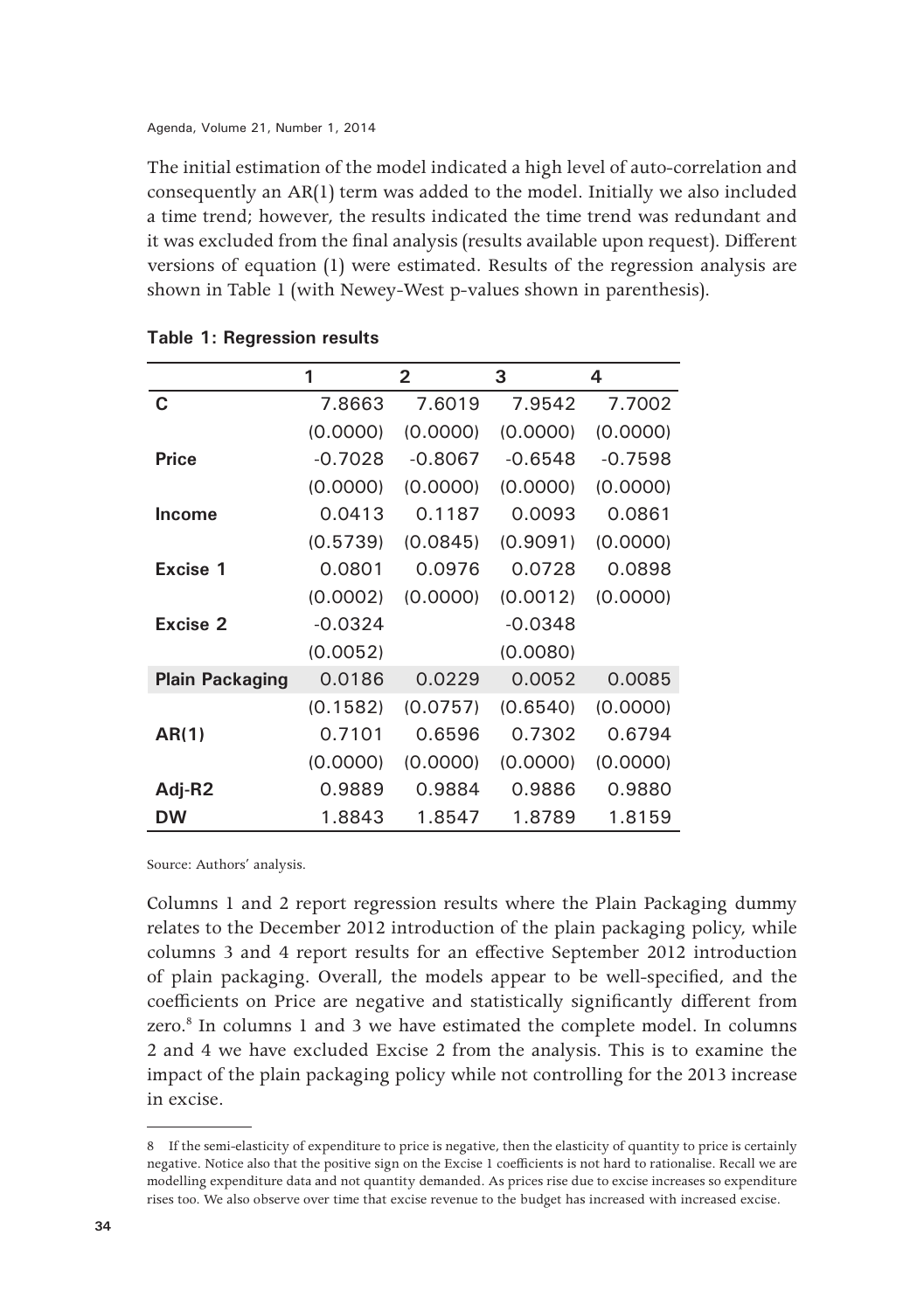The initial estimation of the model indicated a high level of auto-correlation and consequently an AR(1) term was added to the model. Initially we also included a time trend; however, the results indicated the time trend was redundant and it was excluded from the final analysis (results available upon request). Different versions of equation (1) were estimated. Results of the regression analysis are shown in Table 1 (with Newey-West p-values shown in parenthesis).

**Table 1: Regression results**

| | 1 | 2 | 3 | 4 |
|---|---|---|---|---|
| **C** | 7.8663 | 7.6019 | 7.9542 | 7.7002 |
| | (0.0000) | (0.0000) | (0.0000) | (0.0000) |
| **Price** | -0.7028 | -0.8067 | -0.6548 | -0.7598 |
| | (0.0000) | (0.0000) | (0.0000) | (0.0000) |
| **Income** | 0.0413 | 0.1187 | 0.0093 | 0.0861 |
| | (0.5739) | (0.0845) | (0.9091) | (0.0000) |
| **Excise 1** | 0.0801 | 0.0976 | 0.0728 | 0.0898 |
| | (0.0002) | (0.0000) | (0.0012) | (0.0000) |
| **Excise 2** | -0.0324 | | -0.0348 | |
| | (0.0052) | | (0.0080) | |
| **Plain Packaging** | 0.0186 | 0.0229 | 0.0052 | 0.0085 |
| | (0.1582) | (0.0757) | (0.6540) | (0.0000) |
| **AR(1)** | 0.7101 | 0.6596 | 0.7302 | 0.6794 |
| | (0.0000) | (0.0000) | (0.0000) | (0.0000) |
| **Adj-R2** | 0.9889 | 0.9884 | 0.9886 | 0.9880 |
| **DW** | 1.8843 | 1.8547 | 1.8789 | 1.8159 |

Source: Authors' analysis.

Columns 1 and 2 report regression results where the Plain Packaging dummy relates to the December 2012 introduction of the plain packaging policy, while columns 3 and 4 report results for an effective September 2012 introduction of plain packaging. Overall, the models appear to be well-specified, and the coefficients on Price are negative and statistically significantly different from zero.[8] In columns 1 and 3 we have estimated the complete model. In columns 2 and 4 we have excluded Excise 2 from the analysis. This is to examine the impact of the plain packaging policy while not controlling for the 2013 increase in excise.

---

8 If the semi-elasticity of expenditure to price is negative, then the elasticity of quantity to price is certainly negative. Notice also that the positive sign on the Excise 1 coefficients is not hard to rationalise. Recall we are modelling expenditure data and not quantity demanded. As prices rise due to excise increases so expenditure rises too. We also observe over time that excise revenue to the budget has increased with increased excise.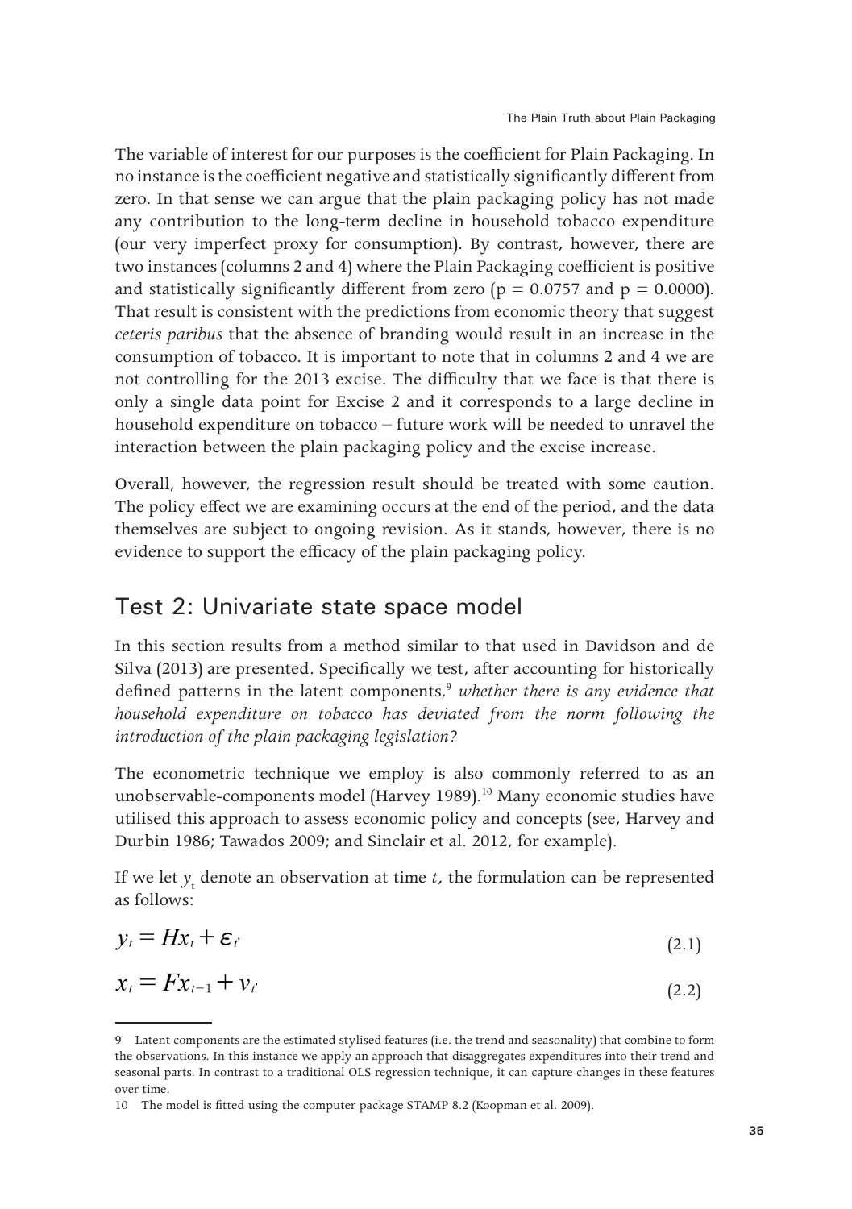The variable of interest for our purposes is the coefficient for Plain Packaging. In no instance is the coefficient negative and statistically significantly different from zero. In that sense we can argue that the plain packaging policy has not made any contribution to the long-term decline in household tobacco expenditure (our very imperfect proxy for consumption). By contrast, however, there are two instances (columns 2 and 4) where the Plain Packaging coefficient is positive and statistically significantly different from zero ($p = 0.0757$ and $p = 0.0000$). That result is consistent with the predictions from economic theory that suggest *ceteris paribus* that the absence of branding would result in an increase in the consumption of tobacco. It is important to note that in columns 2 and 4 we are not controlling for the 2013 excise. The difficulty that we face is that there is only a single data point for Excise 2 and it corresponds to a large decline in household expenditure on tobacco – future work will be needed to unravel the interaction between the plain packaging policy and the excise increase.

Overall, however, the regression result should be treated with some caution. The policy effect we are examining occurs at the end of the period, and the data themselves are subject to ongoing revision. As it stands, however, there is no evidence to support the efficacy of the plain packaging policy.

## Test 2: Univariate state space model

In this section results from a method similar to that used in Davidson and de Silva (2013) are presented. Specifically we test, after accounting for historically defined patterns in the latent components,[9] *whether there is any evidence that household expenditure on tobacco has deviated from the norm following the introduction of the plain packaging legislation?*

The econometric technique we employ is also commonly referred to as an unobservable-components model (Harvey 1989).[10] Many economic studies have utilised this approach to assess economic policy and concepts (see, Harvey and Durbin 1986; Tawados 2009; and Sinclair et al. 2012, for example).

If we let $y_t$ denote an observation at time *t*, the formulation can be represented as follows:

$$y_t = Hx_t + \varepsilon_t, \tag{2.1}$$

$$x_t = Fx_{t-1} + v_t, \tag{2.2}$$

---

9 Latent components are the estimated stylised features (i.e. the trend and seasonality) that combine to form the observations. In this instance we apply an approach that disaggregates expenditures into their trend and seasonal parts. In contrast to a traditional OLS regression technique, it can capture changes in these features over time.

10 The model is fitted using the computer package STAMP 8.2 (Koopman et al. 2009).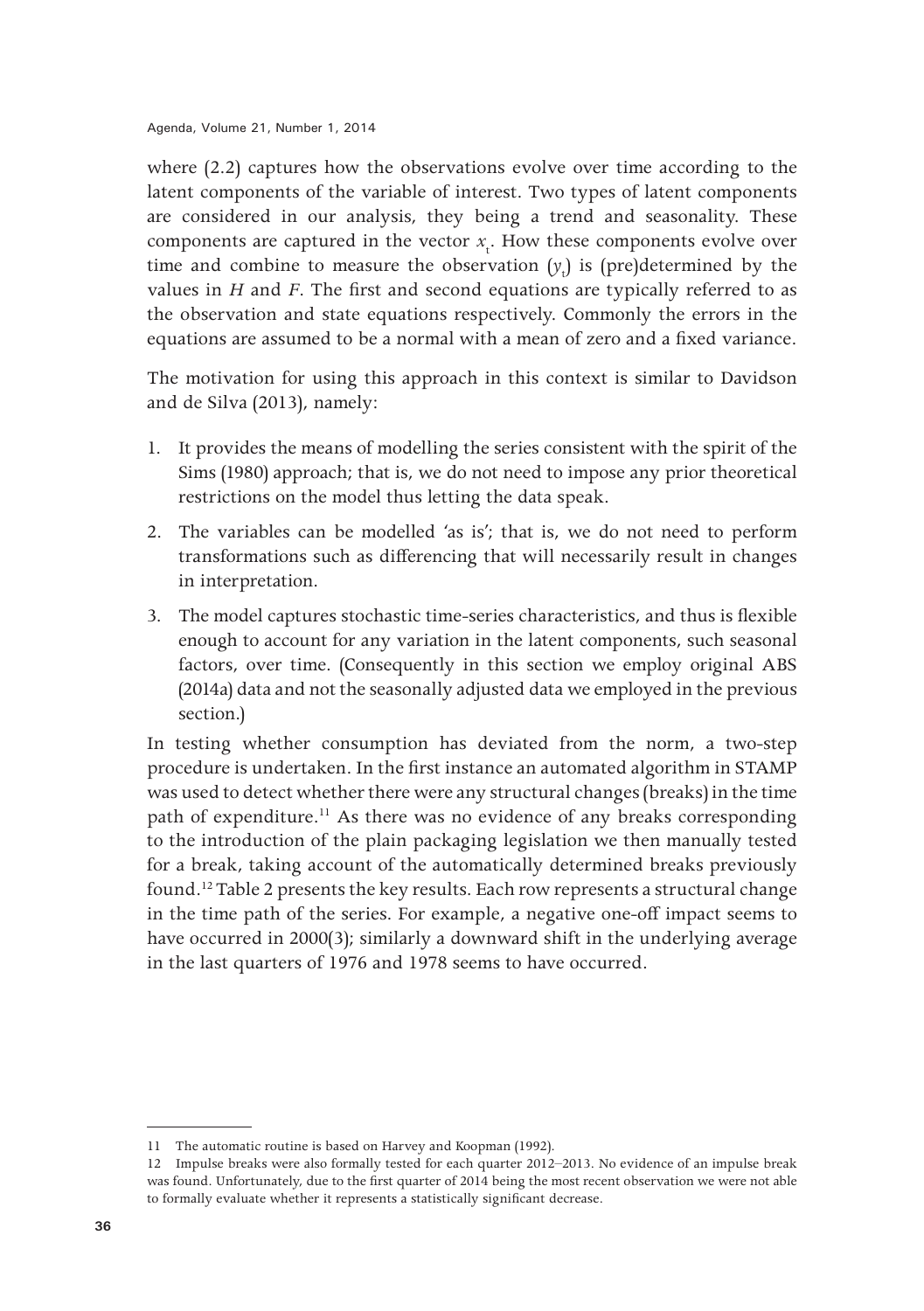where (2.2) captures how the observations evolve over time according to the latent components of the variable of interest. Two types of latent components are considered in our analysis, they being a trend and seasonality. These components are captured in the vector $x_t$. How these components evolve over time and combine to measure the observation ($y_t$) is (pre)determined by the values in $H$ and $F$. The first and second equations are typically referred to as the observation and state equations respectively. Commonly the errors in the equations are assumed to be a normal with a mean of zero and a fixed variance.

The motivation for using this approach in this context is similar to Davidson and de Silva (2013), namely:

1. It provides the means of modelling the series consistent with the spirit of the Sims (1980) approach; that is, we do not need to impose any prior theoretical restrictions on the model thus letting the data speak.
2. The variables can be modelled 'as is'; that is, we do not need to perform transformations such as differencing that will necessarily result in changes in interpretation.
3. The model captures stochastic time-series characteristics, and thus is flexible enough to account for any variation in the latent components, such seasonal factors, over time. (Consequently in this section we employ original ABS (2014a) data and not the seasonally adjusted data we employed in the previous section.)

In testing whether consumption has deviated from the norm, a two-step procedure is undertaken. In the first instance an automated algorithm in STAMP was used to detect whether there were any structural changes (breaks) in the time path of expenditure.[11] As there was no evidence of any breaks corresponding to the introduction of the plain packaging legislation we then manually tested for a break, taking account of the automatically determined breaks previously found.[12] Table 2 presents the key results. Each row represents a structural change in the time path of the series. For example, a negative one-off impact seems to have occurred in 2000(3); similarly a downward shift in the underlying average in the last quarters of 1976 and 1978 seems to have occurred.

---

11 The automatic routine is based on Harvey and Koopman (1992).

12 Impulse breaks were also formally tested for each quarter 2012–2013. No evidence of an impulse break was found. Unfortunately, due to the first quarter of 2014 being the most recent observation we were not able to formally evaluate whether it represents a statistically significant decrease.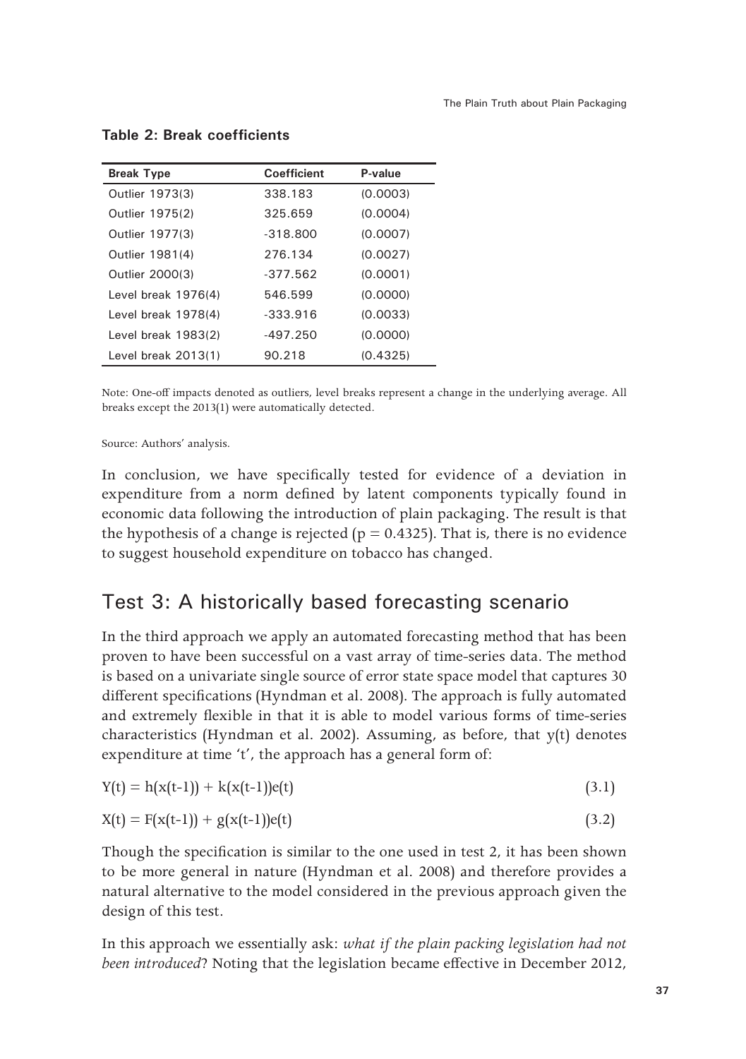**Table 2: Break coefficients**

| Break Type | Coefficient | P-value |
|---|---|---|
| Outlier 1973(3) | 338.183 | (0.0003) |
| Outlier 1975(2) | 325.659 | (0.0004) |
| Outlier 1977(3) | -318.800 | (0.0007) |
| Outlier 1981(4) | 276.134 | (0.0027) |
| Outlier 2000(3) | -377.562 | (0.0001) |
| Level break 1976(4) | 546.599 | (0.0000) |
| Level break 1978(4) | -333.916 | (0.0033) |
| Level break 1983(2) | -497.250 | (0.0000) |
| Level break 2013(1) | 90.218 | (0.4325) |

Note: One-off impacts denoted as outliers, level breaks represent a change in the underlying average. All breaks except the 2013(1) were automatically detected.

Source: Authors' analysis.

In conclusion, we have specifically tested for evidence of a deviation in expenditure from a norm defined by latent components typically found in economic data following the introduction of plain packaging. The result is that the hypothesis of a change is rejected ($p = 0.4325$). That is, there is no evidence to suggest household expenditure on tobacco has changed.

## Test 3: A historically based forecasting scenario

In the third approach we apply an automated forecasting method that has been proven to have been successful on a vast array of time-series data. The method is based on a univariate single source of error state space model that captures 30 different specifications (Hyndman et al. 2008). The approach is fully automated and extremely flexible in that it is able to model various forms of time-series characteristics (Hyndman et al. 2002). Assuming, as before, that y(t) denotes expenditure at time 't', the approach has a general form of:

$$Y(t) = h(x(t-1)) + k(x(t-1))e(t) \tag{3.1}$$

$$X(t) = F(x(t-1)) + g(x(t-1))e(t) \tag{3.2}$$

Though the specification is similar to the one used in test 2, it has been shown to be more general in nature (Hyndman et al. 2008) and therefore provides a natural alternative to the model considered in the previous approach given the design of this test.

In this approach we essentially ask: *what if the plain packing legislation had not been introduced*? Noting that the legislation became effective in December 2012,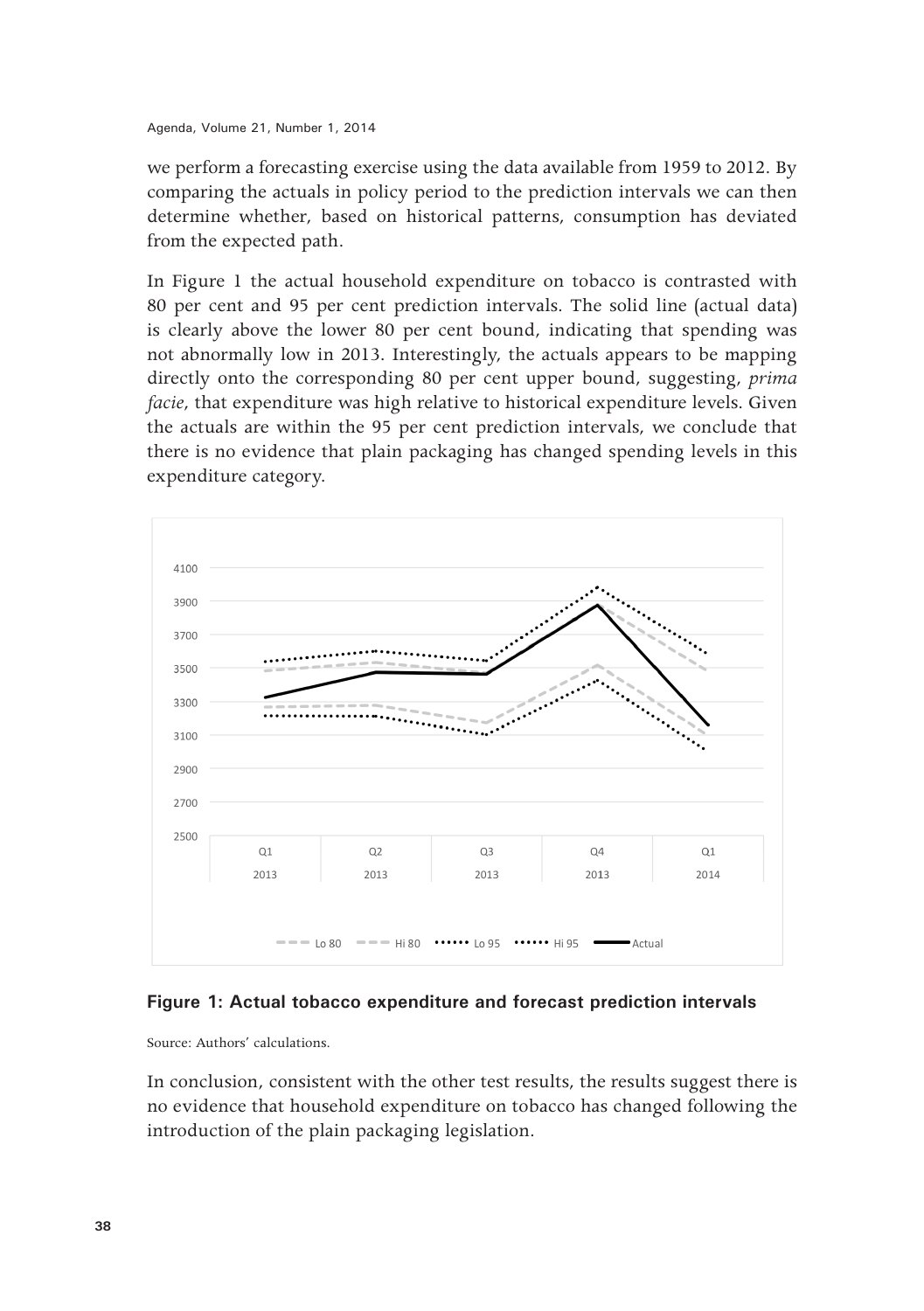we perform a forecasting exercise using the data available from 1959 to 2012. By comparing the actuals in policy period to the prediction intervals we can then determine whether, based on historical patterns, consumption has deviated from the expected path.

In Figure 1 the actual household expenditure on tobacco is contrasted with 80 per cent and 95 per cent prediction intervals. The solid line (actual data) is clearly above the lower 80 per cent bound, indicating that spending was not abnormally low in 2013. Interestingly, the actuals appears to be mapping directly onto the corresponding 80 per cent upper bound, suggesting, *prima facie*, that expenditure was high relative to historical expenditure levels. Given the actuals are within the 95 per cent prediction intervals, we conclude that there is no evidence that plain packaging has changed spending levels in this expenditure category.

**Figure 1: Actual tobacco expenditure and forecast prediction intervals**

Source: Authors' calculations.

In conclusion, consistent with the other test results, the results suggest there is no evidence that household expenditure on tobacco has changed following the introduction of the plain packaging legislation.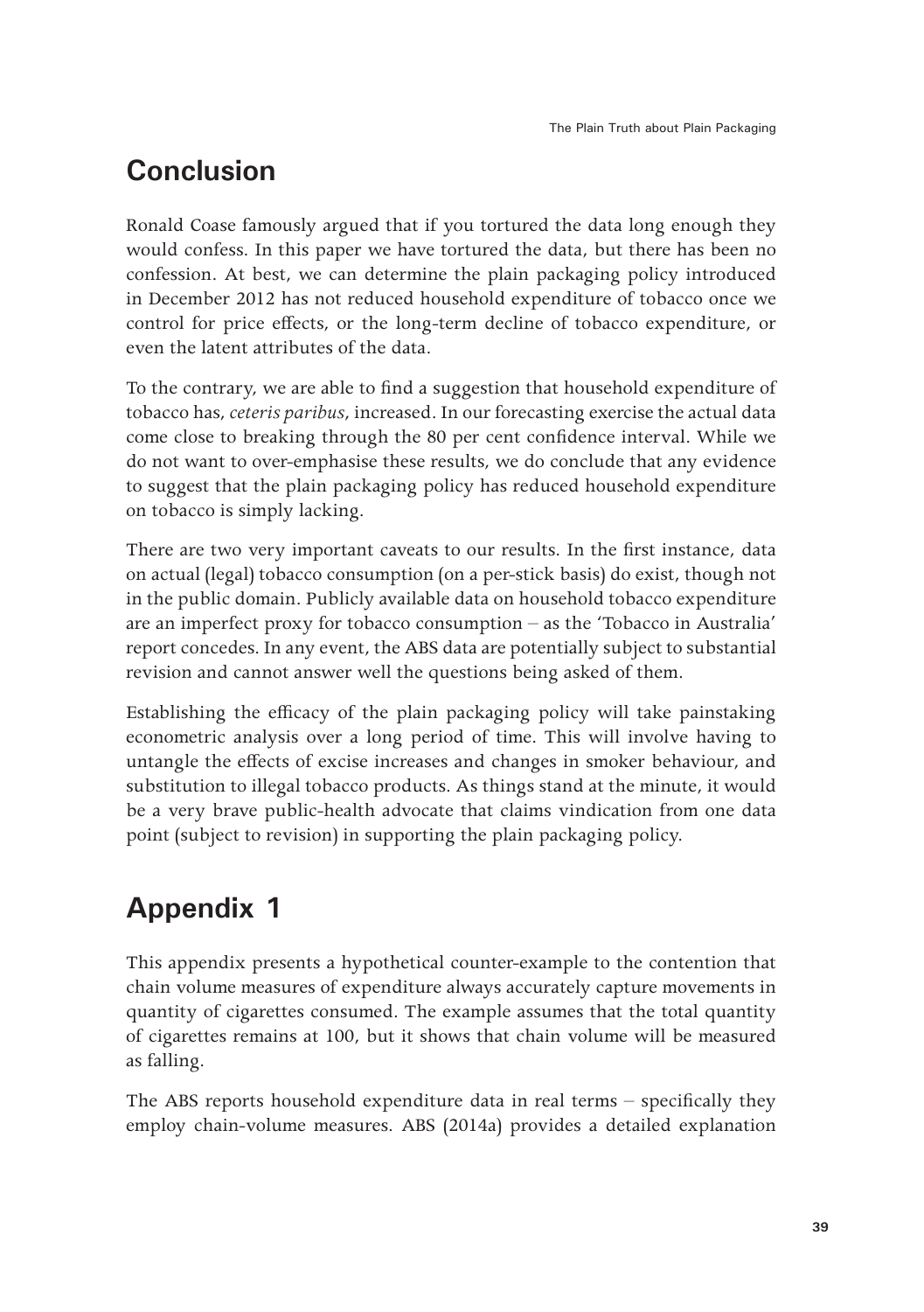## Conclusion

Ronald Coase famously argued that if you tortured the data long enough they would confess. In this paper we have tortured the data, but there has been no confession. At best, we can determine the plain packaging policy introduced in December 2012 has not reduced household expenditure of tobacco once we control for price effects, or the long-term decline of tobacco expenditure, or even the latent attributes of the data.

To the contrary, we are able to find a suggestion that household expenditure of tobacco has, *ceteris paribus*, increased. In our forecasting exercise the actual data come close to breaking through the 80 per cent confidence interval. While we do not want to over-emphasise these results, we do conclude that any evidence to suggest that the plain packaging policy has reduced household expenditure on tobacco is simply lacking.

There are two very important caveats to our results. In the first instance, data on actual (legal) tobacco consumption (on a per-stick basis) do exist, though not in the public domain. Publicly available data on household tobacco expenditure are an imperfect proxy for tobacco consumption – as the 'Tobacco in Australia' report concedes. In any event, the ABS data are potentially subject to substantial revision and cannot answer well the questions being asked of them.

Establishing the efficacy of the plain packaging policy will take painstaking econometric analysis over a long period of time. This will involve having to untangle the effects of excise increases and changes in smoker behaviour, and substitution to illegal tobacco products. As things stand at the minute, it would be a very brave public-health advocate that claims vindication from one data point (subject to revision) in supporting the plain packaging policy.

## Appendix 1

This appendix presents a hypothetical counter-example to the contention that chain volume measures of expenditure always accurately capture movements in quantity of cigarettes consumed. The example assumes that the total quantity of cigarettes remains at 100, but it shows that chain volume will be measured as falling.

The ABS reports household expenditure data in real terms – specifically they employ chain-volume measures. ABS (2014a) provides a detailed explanation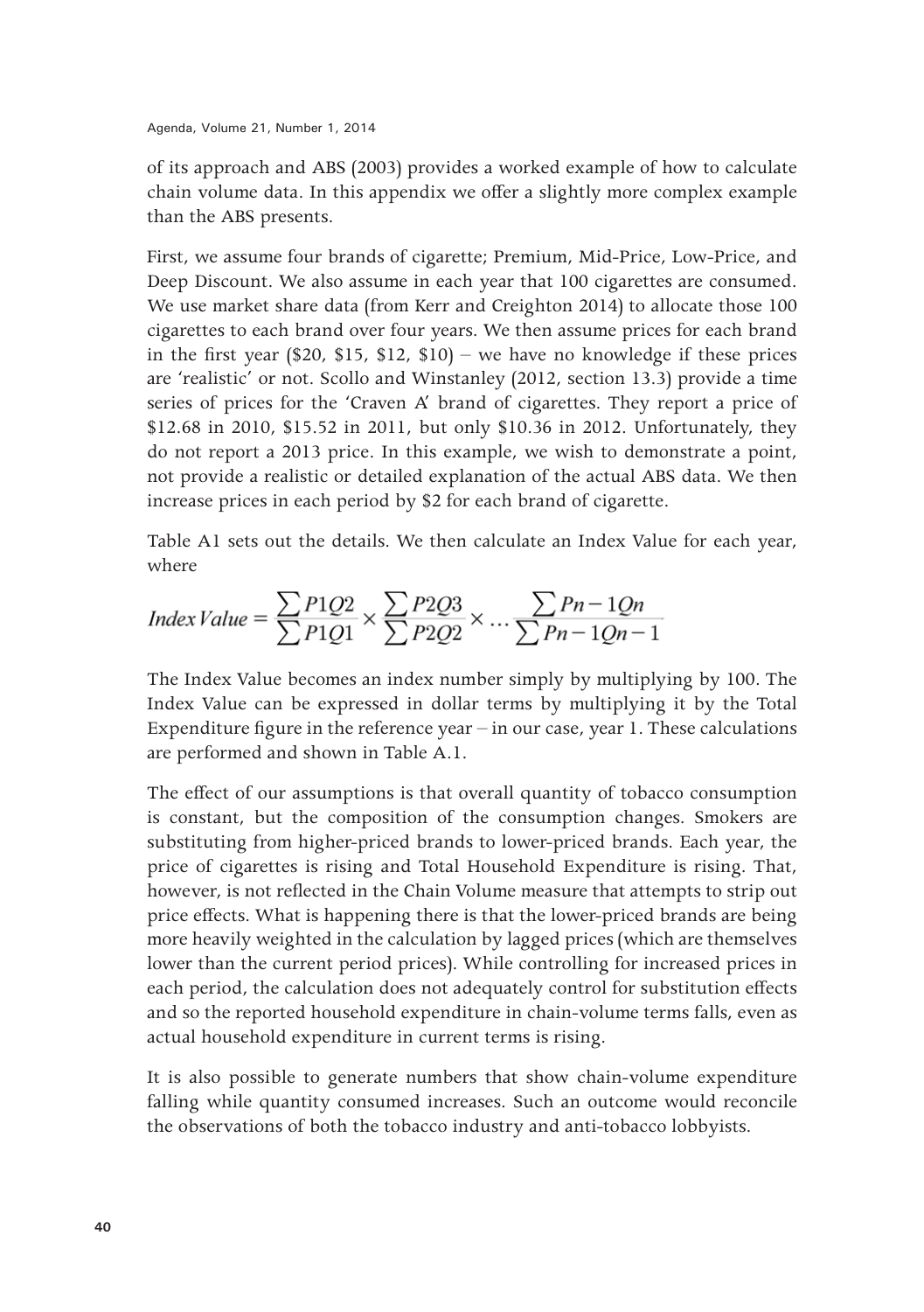of its approach and ABS (2003) provides a worked example of how to calculate chain volume data. In this appendix we offer a slightly more complex example than the ABS presents.

First, we assume four brands of cigarette; Premium, Mid-Price, Low-Price, and Deep Discount. We also assume in each year that 100 cigarettes are consumed. We use market share data (from Kerr and Creighton 2014) to allocate those 100 cigarettes to each brand over four years. We then assume prices for each brand in the first year ($20, $15, $12, $10) – we have no knowledge if these prices are 'realistic' or not. Scollo and Winstanley (2012, section 13.3) provide a time series of prices for the 'Craven A' brand of cigarettes. They report a price of $12.68 in 2010, $15.52 in 2011, but only $10.36 in 2012. Unfortunately, they do not report a 2013 price. In this example, we wish to demonstrate a point, not provide a realistic or detailed explanation of the actual ABS data. We then increase prices in each period by $2 for each brand of cigarette.

Table A1 sets out the details. We then calculate an Index Value for each year, where

$$Index\,Value = \frac{\sum P1Q2}{\sum P1Q1} \times \frac{\sum P2Q3}{\sum P2Q2} \times \ldots \frac{\sum Pn-1Qn}{\sum Pn-1Qn-1}$$

The Index Value becomes an index number simply by multiplying by 100. The Index Value can be expressed in dollar terms by multiplying it by the Total Expenditure figure in the reference year – in our case, year 1. These calculations are performed and shown in Table A.1.

The effect of our assumptions is that overall quantity of tobacco consumption is constant, but the composition of the consumption changes. Smokers are substituting from higher-priced brands to lower-priced brands. Each year, the price of cigarettes is rising and Total Household Expenditure is rising. That, however, is not reflected in the Chain Volume measure that attempts to strip out price effects. What is happening there is that the lower-priced brands are being more heavily weighted in the calculation by lagged prices (which are themselves lower than the current period prices). While controlling for increased prices in each period, the calculation does not adequately control for substitution effects and so the reported household expenditure in chain-volume terms falls, even as actual household expenditure in current terms is rising.

It is also possible to generate numbers that show chain-volume expenditure falling while quantity consumed increases. Such an outcome would reconcile the observations of both the tobacco industry and anti-tobacco lobbyists.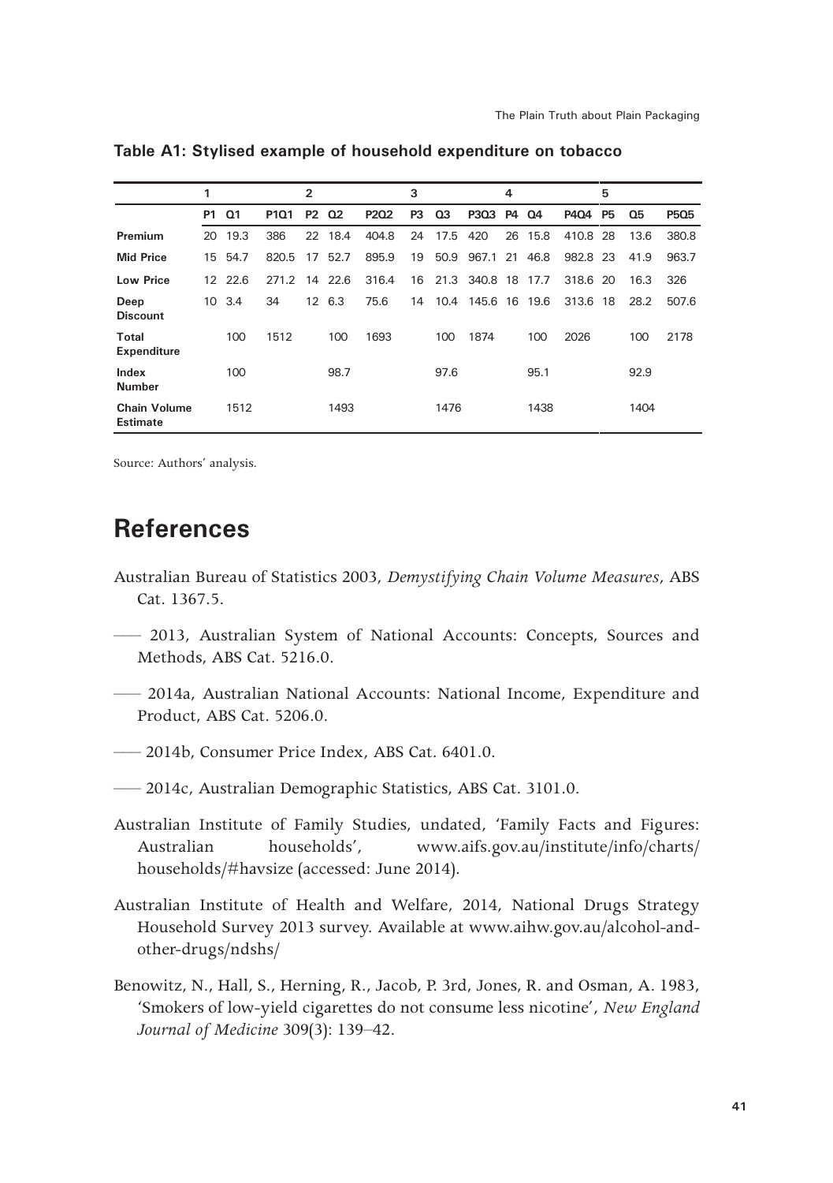**Table A1: Stylised example of household expenditure on tobacco**

| | 1 | | | 2 | | | 3 | | | 4 | | | 5 | | |
|---|---|---|---|---|---|---|---|---|---|---|---|---|---|---|---|
| | P1 | Q1 | P1Q1 | P2 | Q2 | P2Q2 | P3 | Q3 | P3Q3 | P4 | Q4 | P4Q4 | P5 | Q5 | P5Q5 |
| **Premium** | 20 | 19.3 | 386 | 22 | 18.4 | 404.8 | 24 | 17.5 | 420 | 26 | 15.8 | 410.8 | 28 | 13.6 | 380.8 |
| **Mid Price** | 15 | 54.7 | 820.5 | 17 | 52.7 | 895.9 | 19 | 50.9 | 967.1 | 21 | 46.8 | 982.8 | 23 | 41.9 | 963.7 |
| **Low Price** | 12 | 22.6 | 271.2 | 14 | 22.6 | 316.4 | 16 | 21.3 | 340.8 | 18 | 17.7 | 318.6 | 20 | 16.3 | 326 |
| **Deep Discount** | 10 | 3.4 | 34 | 12 | 6.3 | 75.6 | 14 | 10.4 | 145.6 | 16 | 19.6 | 313.6 | 18 | 28.2 | 507.6 |
| **Total Expenditure** | | 100 | 1512 | | 100 | 1693 | | 100 | 1874 | | 100 | 2026 | | 100 | 2178 |
| **Index Number** | | 100 | | | 98.7 | | | 97.6 | | | 95.1 | | | 92.9 | |
| **Chain Volume Estimate** | | 1512 | | | 1493 | | | 1476 | | | 1438 | | | 1404 | |

Source: Authors' analysis.

# References

Australian Bureau of Statistics 2003, *Demystifying Chain Volume Measures*, ABS Cat. 1367.5.

—— 2013, Australian System of National Accounts: Concepts, Sources and Methods, ABS Cat. 5216.0.

—— 2014a, Australian National Accounts: National Income, Expenditure and Product, ABS Cat. 5206.0.

—— 2014b, Consumer Price Index, ABS Cat. 6401.0.

—— 2014c, Australian Demographic Statistics, ABS Cat. 3101.0.

Australian Institute of Family Studies, undated, 'Family Facts and Figures: Australian households', www.aifs.gov.au/institute/info/charts/households/#havsize (accessed: June 2014).

Australian Institute of Health and Welfare, 2014, National Drugs Strategy Household Survey 2013 survey. Available at www.aihw.gov.au/alcohol-and-other-drugs/ndshs/

Benowitz, N., Hall, S., Herning, R., Jacob, P. 3rd, Jones, R. and Osman, A. 1983, 'Smokers of low-yield cigarettes do not consume less nicotine', *New England Journal of Medicine* 309(3): 139–42.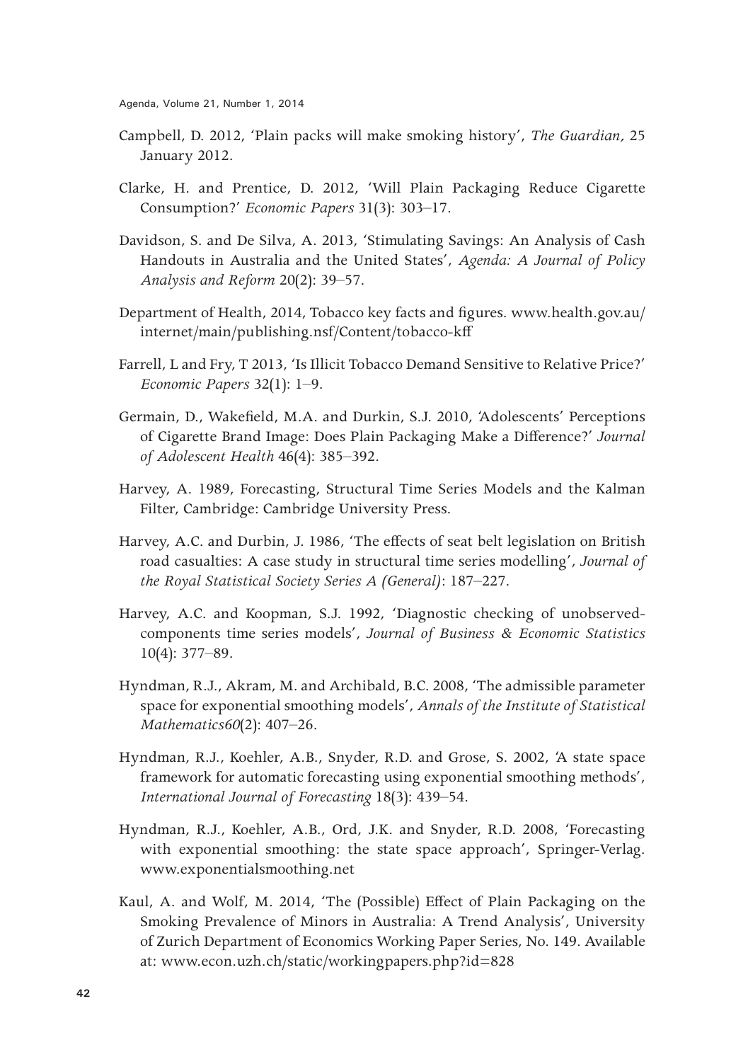Campbell, D. 2012, 'Plain packs will make smoking history', *The Guardian,* 25 January 2012.

Clarke, H. and Prentice, D. 2012, 'Will Plain Packaging Reduce Cigarette Consumption?' *Economic Papers* 31(3): 303–17.

Davidson, S. and De Silva, A. 2013, 'Stimulating Savings: An Analysis of Cash Handouts in Australia and the United States', *Agenda: A Journal of Policy Analysis and Reform* 20(2): 39–57.

Department of Health, 2014, Tobacco key facts and figures. www.health.gov.au/internet/main/publishing.nsf/Content/tobacco-kff

Farrell, L and Fry, T 2013, 'Is Illicit Tobacco Demand Sensitive to Relative Price?' *Economic Papers* 32(1): 1–9.

Germain, D., Wakefield, M.A. and Durkin, S.J. 2010, 'Adolescents' Perceptions of Cigarette Brand Image: Does Plain Packaging Make a Difference?' *Journal of Adolescent Health* 46(4): 385–392.

Harvey, A. 1989, Forecasting, Structural Time Series Models and the Kalman Filter, Cambridge: Cambridge University Press.

Harvey, A.C. and Durbin, J. 1986, 'The effects of seat belt legislation on British road casualties: A case study in structural time series modelling', *Journal of the Royal Statistical Society Series A (General)*: 187–227.

Harvey, A.C. and Koopman, S.J. 1992, 'Diagnostic checking of unobserved-components time series models', *Journal of Business & Economic Statistics* 10(4): 377–89.

Hyndman, R.J., Akram, M. and Archibald, B.C. 2008, 'The admissible parameter space for exponential smoothing models', *Annals of the Institute of Statistical Mathematics60*(2): 407–26.

Hyndman, R.J., Koehler, A.B., Snyder, R.D. and Grose, S. 2002, 'A state space framework for automatic forecasting using exponential smoothing methods', *International Journal of Forecasting* 18(3): 439–54.

Hyndman, R.J., Koehler, A.B., Ord, J.K. and Snyder, R.D. 2008, 'Forecasting with exponential smoothing: the state space approach', Springer-Verlag. www.exponentialsmoothing.net

Kaul, A. and Wolf, M. 2014, 'The (Possible) Effect of Plain Packaging on the Smoking Prevalence of Minors in Australia: A Trend Analysis', University of Zurich Department of Economics Working Paper Series, No. 149. Available at: www.econ.uzh.ch/static/workingpapers.php?id=828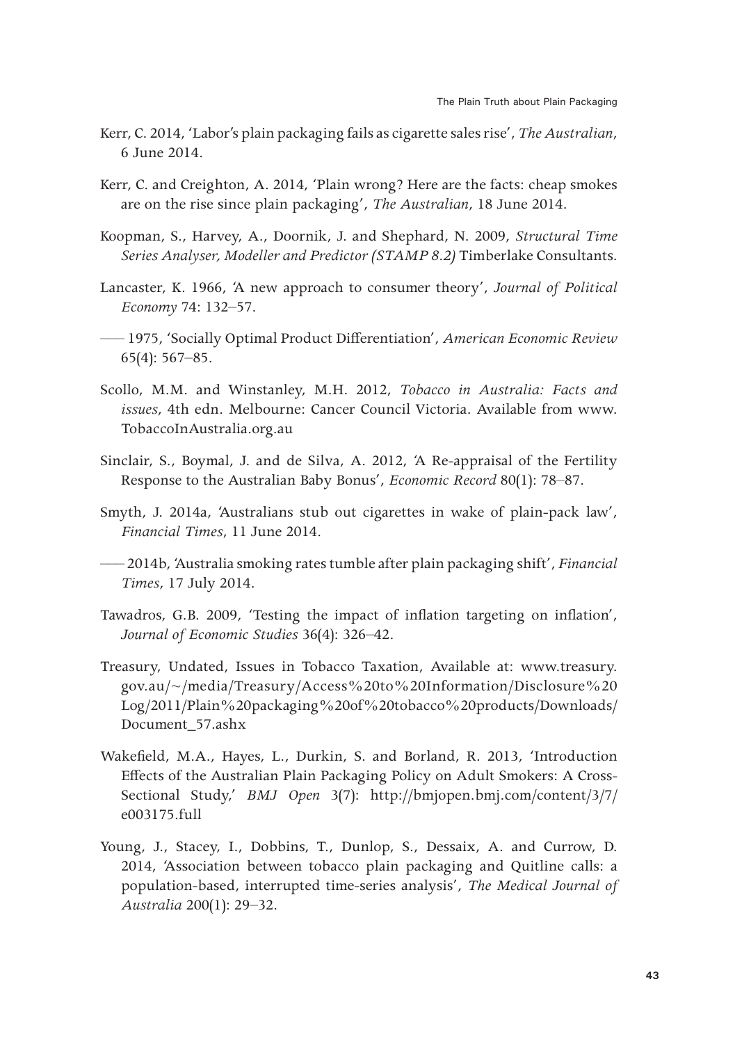Kerr, C. 2014, 'Labor's plain packaging fails as cigarette sales rise', *The Australian*, 6 June 2014.

Kerr, C. and Creighton, A. 2014, 'Plain wrong? Here are the facts: cheap smokes are on the rise since plain packaging', *The Australian*, 18 June 2014.

Koopman, S., Harvey, A., Doornik, J. and Shephard, N. 2009, *Structural Time Series Analyser, Modeller and Predictor (STAMP 8.2)* Timberlake Consultants.

Lancaster, K. 1966, 'A new approach to consumer theory', *Journal of Political Economy* 74: 132–57.

—— 1975, 'Socially Optimal Product Differentiation', *American Economic Review* 65(4): 567–85.

Scollo, M.M. and Winstanley, M.H. 2012, *Tobacco in Australia: Facts and issues*, 4th edn. Melbourne: Cancer Council Victoria. Available from www.TobaccoInAustralia.org.au

Sinclair, S., Boymal, J. and de Silva, A. 2012, 'A Re-appraisal of the Fertility Response to the Australian Baby Bonus', *Economic Record* 80(1): 78–87.

Smyth, J. 2014a, 'Australians stub out cigarettes in wake of plain-pack law', *Financial Times*, 11 June 2014.

—— 2014b, 'Australia smoking rates tumble after plain packaging shift', *Financial Times*, 17 July 2014.

Tawadros, G.B. 2009, 'Testing the impact of inflation targeting on inflation', *Journal of Economic Studies* 36(4): 326–42.

Treasury, Undated, Issues in Tobacco Taxation, Available at: www.treasury.gov.au/~/media/Treasury/Access%20to%20Information/Disclosure%20Log/2011/Plain%20packaging%20of%20tobacco%20products/Downloads/Document_57.ashx

Wakefield, M.A., Hayes, L., Durkin, S. and Borland, R. 2013, 'Introduction Effects of the Australian Plain Packaging Policy on Adult Smokers: A Cross-Sectional Study,' *BMJ Open* 3(7): http://bmjopen.bmj.com/content/3/7/e003175.full

Young, J., Stacey, I., Dobbins, T., Dunlop, S., Dessaix, A. and Currow, D. 2014, 'Association between tobacco plain packaging and Quitline calls: a population-based, interrupted time-series analysis', *The Medical Journal of Australia* 200(1): 29–32.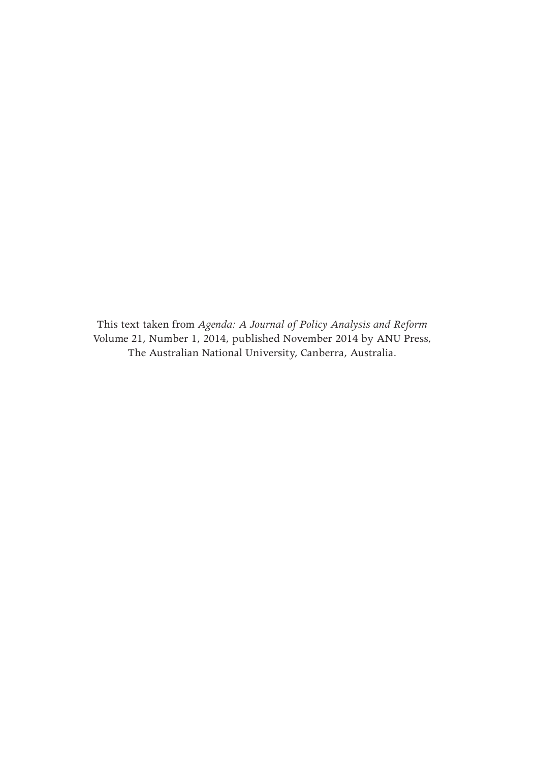This text taken from *Agenda: A Journal of Policy Analysis and Reform* Volume 21, Number 1, 2014, published November 2014 by ANU Press, The Australian National University, Canberra, Australia.